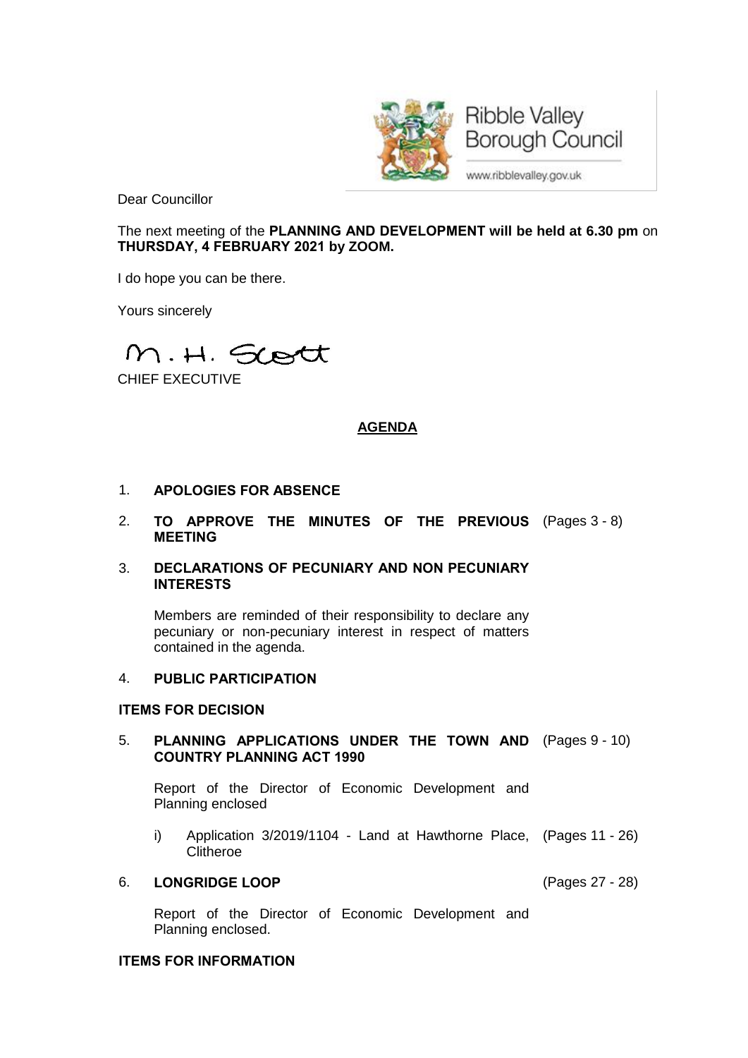Ribble Valley Borough Council

www.ribblevalley.gov.uk

Dear Councillor

The next meeting of the **PLANNING AND DEVELOPMENT will be held at 6.30 pm** on **THURSDAY, 4 FEBRUARY 2021 by ZOOM.**

I do hope you can be there.

Yours sincerely

M. H. Scott

CHIEF EXECUTIVE

## AGENDA

1. **APOLOGIES FOR ABSENCE**

2. **TO APPROVE THE MINUTES OF THE PREVIOUS MEETING** (Pages 3 - 8)

3. **DECLARATIONS OF PECUNIARY AND NON PECUNIARY INTERESTS**

   Members are reminded of their responsibility to declare any pecuniary or non-pecuniary interest in respect of matters contained in the agenda.

4. **PUBLIC PARTICIPATION**

**ITEMS FOR DECISION**

5. **PLANNING APPLICATIONS UNDER THE TOWN AND COUNTRY PLANNING ACT 1990** (Pages 9 - 10)

   Report of the Director of Economic Development and Planning enclosed

   i) Application 3/2019/1104 - Land at Hawthorne Place, Clitheroe (Pages 11 - 26)

6. **LONGRIDGE LOOP** (Pages 27 - 28)

   Report of the Director of Economic Development and Planning enclosed.

**ITEMS FOR INFORMATION**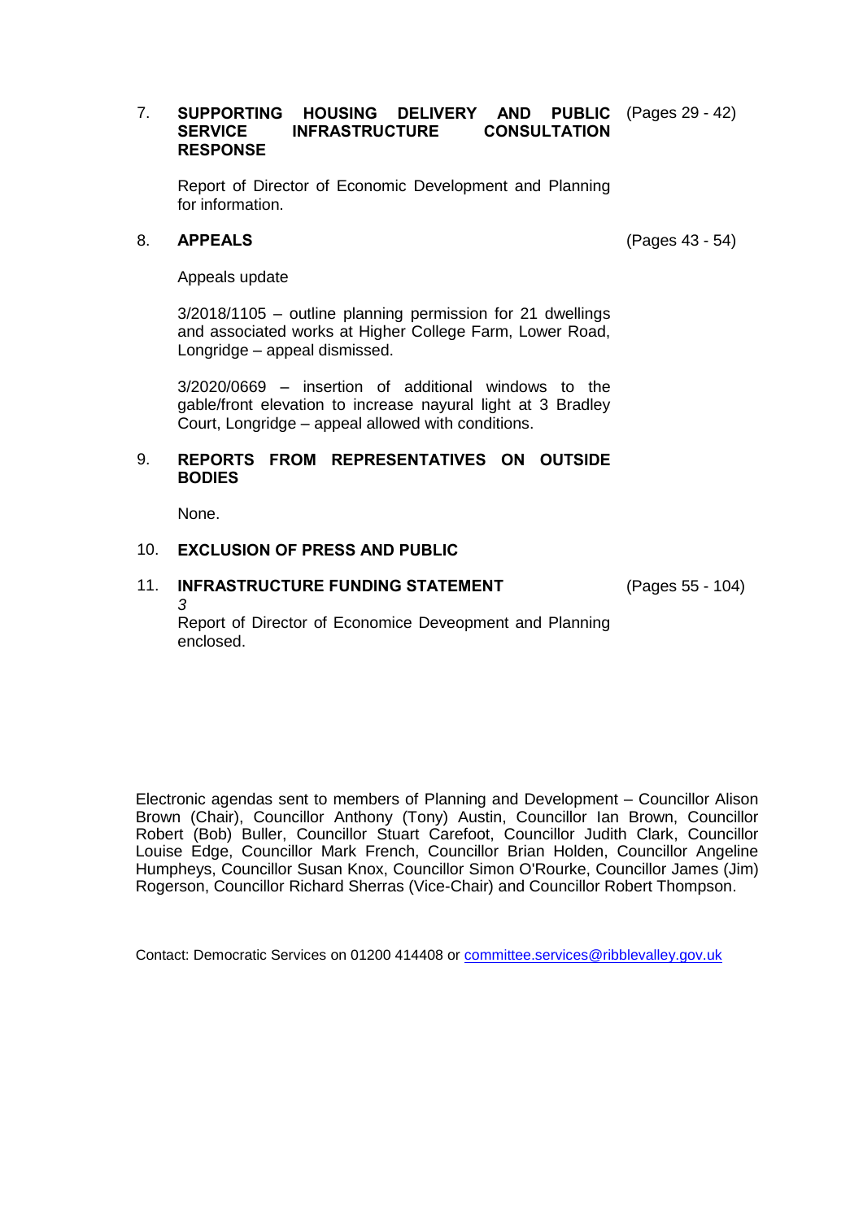7. **SUPPORTING HOUSING DELIVERY AND PUBLIC SERVICE INFRASTRUCTURE CONSULTATION RESPONSE** (Pages 29 - 42)

   Report of Director of Economic Development and Planning for information.

8. **APPEALS** (Pages 43 - 54)

   Appeals update

   3/2018/1105 – outline planning permission for 21 dwellings and associated works at Higher College Farm, Lower Road, Longridge – appeal dismissed.

   3/2020/0669 – insertion of additional windows to the gable/front elevation to increase nayural light at 3 Bradley Court, Longridge – appeal allowed with conditions.

9. **REPORTS FROM REPRESENTATIVES ON OUTSIDE BODIES**

   None.

10. **EXCLUSION OF PRESS AND PUBLIC**

11. **INFRASTRUCTURE FUNDING STATEMENT** (Pages 55 - 104)

    *3*

    Report of Director of Economice Deveopment and Planning enclosed.

Electronic agendas sent to members of Planning and Development – Councillor Alison Brown (Chair), Councillor Anthony (Tony) Austin, Councillor Ian Brown, Councillor Robert (Bob) Buller, Councillor Stuart Carefoot, Councillor Judith Clark, Councillor Louise Edge, Councillor Mark French, Councillor Brian Holden, Councillor Angeline Humpheys, Councillor Susan Knox, Councillor Simon O'Rourke, Councillor James (Jim) Rogerson, Councillor Richard Sherras (Vice-Chair) and Councillor Robert Thompson.

Contact: Democratic Services on 01200 414408 or committee.services@ribblevalley.gov.uk